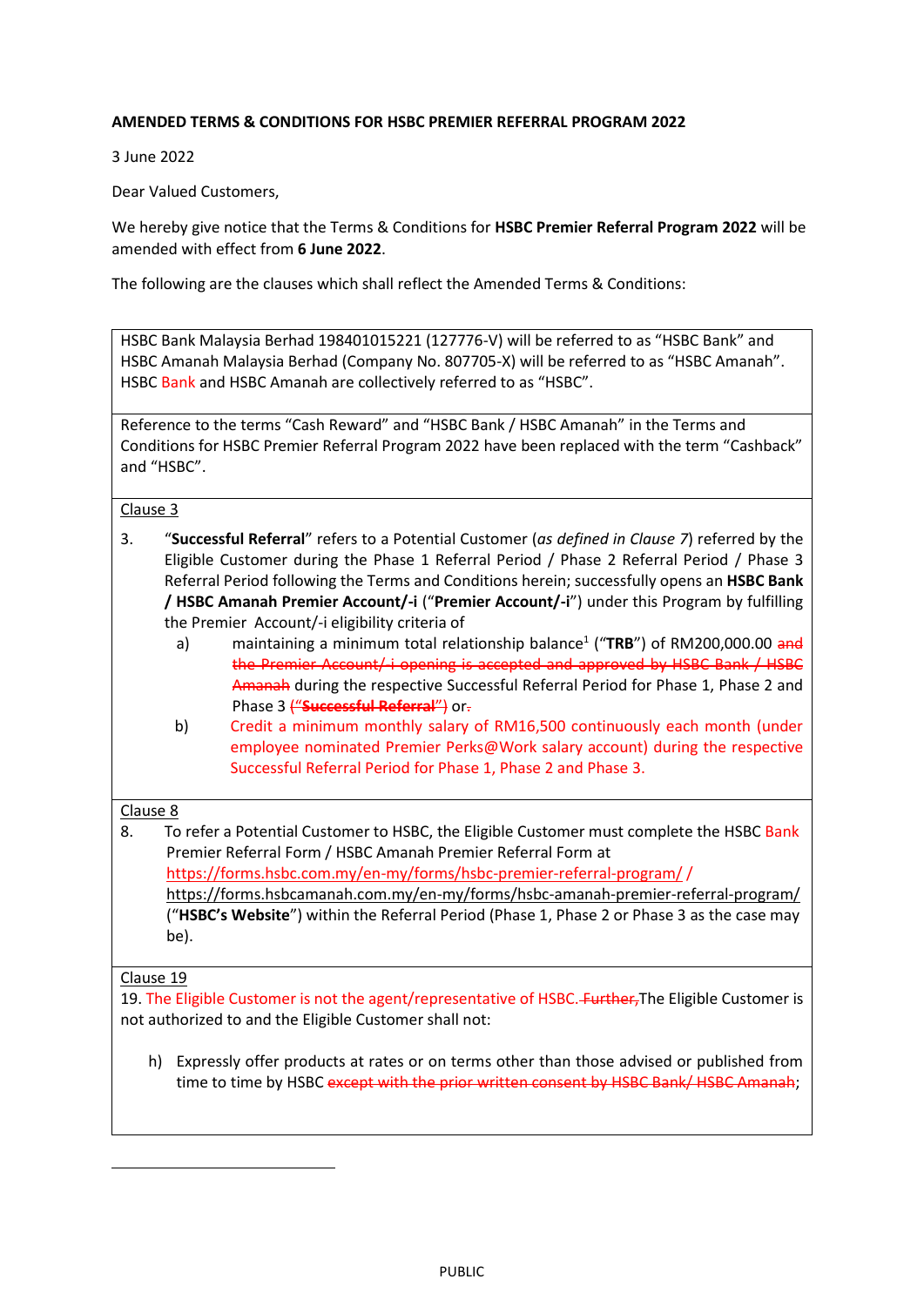**AMENDED TERMS & CONDITIONS FOR HSBC PREMIER REFERRAL PROGRAM 2022**

3 June 2022

Dear Valued Customers,

We hereby give notice that the Terms & Conditions for **HSBC Premier Referral Program 2022** will be amended with effect from **6 June 2022**.

The following are the clauses which shall reflect the Amended Terms & Conditions:

HSBC Bank Malaysia Berhad 198401015221 (127776-V) will be referred to as "HSBC Bank" and HSBC Amanah Malaysia Berhad (Company No. 807705-X) will be referred to as "HSBC Amanah". HSBC Bank and HSBC Amanah are collectively referred to as "HSBC".

Reference to the terms "Cash Reward" and "HSBC Bank / HSBC Amanah" in the Terms and Conditions for HSBC Premier Referral Program 2022 have been replaced with the term "Cashback" and "HSBC".

Clause 3

3. "**Successful Referral**" refers to a Potential Customer (*as defined in Clause 7*) referred by the Eligible Customer during the Phase 1 Referral Period / Phase 2 Referral Period / Phase 3 Referral Period following the Terms and Conditions herein; successfully opens an **HSBC Bank / HSBC Amanah Premier Account/-i** ("**Premier Account/-i**") under this Program by fulfilling the Premier Account/-i eligibility criteria of
   a) maintaining a minimum total relationship balance[1] ("**TRB**") of RM200,000.00 ~~and the Premier Account/-i opening is accepted and approved by HSBC Bank / HSBC Amanah~~ during the respective Successful Referral Period for Phase 1, Phase 2 and Phase 3 ~~("**Successful Referral**")~~ or~~.~~
   b) Credit a minimum monthly salary of RM16,500 continuously each month (under employee nominated Premier Perks@Work salary account) during the respective Successful Referral Period for Phase 1, Phase 2 and Phase 3.

Clause 8

8. To refer a Potential Customer to HSBC, the Eligible Customer must complete the HSBC Bank Premier Referral Form / HSBC Amanah Premier Referral Form at https://forms.hsbc.com.my/en-my/forms/hsbc-premier-referral-program/ / https://forms.hsbcamanah.com.my/en-my/forms/hsbc-amanah-premier-referral-program/ ("**HSBC's Website**") within the Referral Period (Phase 1, Phase 2 or Phase 3 as the case may be).

Clause 19

19. The Eligible Customer is not the agent/representative of HSBC. ~~Further,~~The Eligible Customer is not authorized to and the Eligible Customer shall not:

h) Expressly offer products at rates or on terms other than those advised or published from time to time by HSBC ~~except with the prior written consent by HSBC Bank/ HSBC Amanah~~;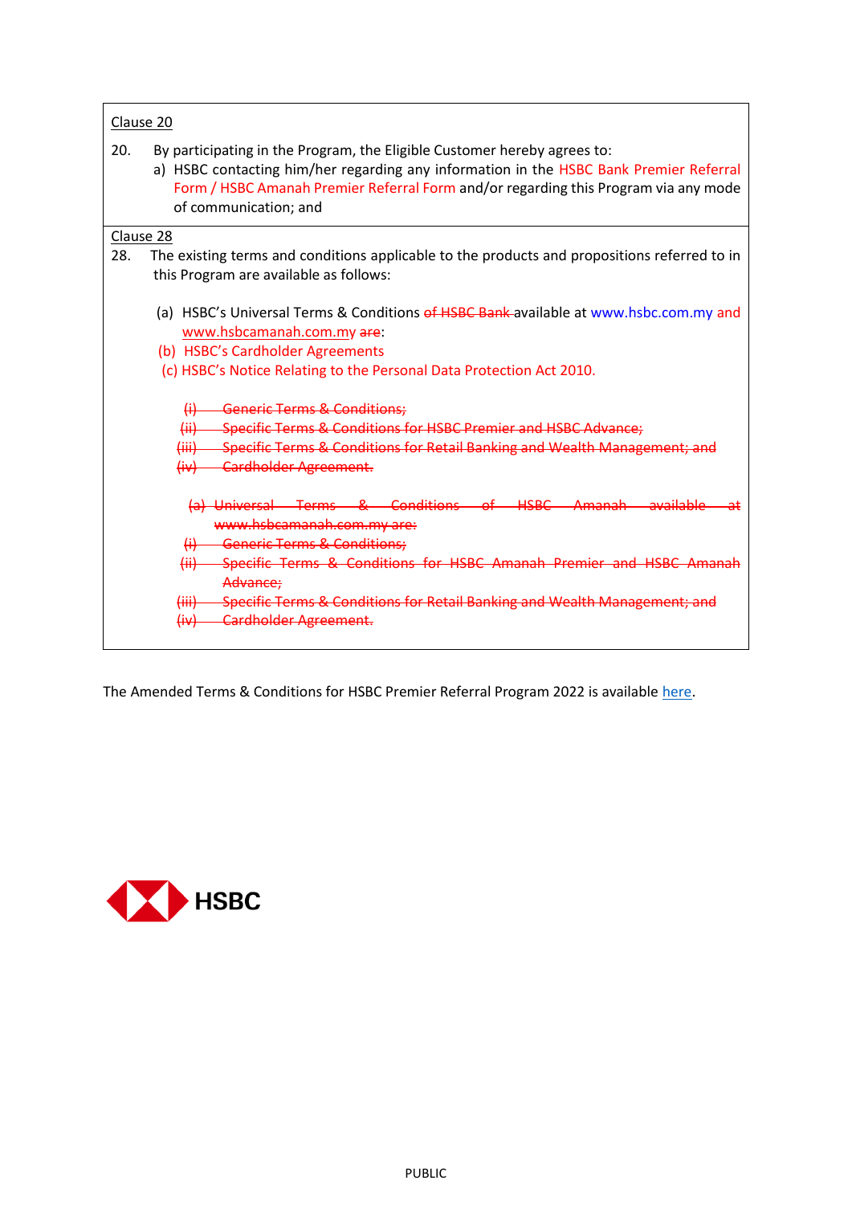| |
|---|
| Clause 20<br><br>20. By participating in the Program, the Eligible Customer hereby agrees to:<br>a) HSBC contacting him/her regarding any information in the HSBC Bank Premier Referral Form / HSBC Amanah Premier Referral Form and/or regarding this Program via any mode of communication; and |
| Clause 28<br>28. The existing terms and conditions applicable to the products and propositions referred to in this Program are available as follows:<br><br>(a) HSBC's Universal Terms & Conditions ~~of HSBC Bank~~ available at www.hsbc.com.my and www.hsbcamanah.com.my ~~are~~:<br>(b) HSBC's Cardholder Agreements<br>(c) HSBC's Notice Relating to the Personal Data Protection Act 2010.<br><br>~~(i) Generic Terms & Conditions;~~<br>~~(ii) Specific Terms & Conditions for HSBC Premier and HSBC Advance;~~<br>~~(iii) Specific Terms & Conditions for Retail Banking and Wealth Management; and~~<br>~~(iv) Cardholder Agreement.~~<br><br>~~(a) Universal Terms & Conditions of HSBC Amanah available at www.hsbcamanah.com.my are:~~<br>~~(i) Generic Terms & Conditions;~~<br>~~(ii) Specific Terms & Conditions for HSBC Amanah Premier and HSBC Amanah Advance;~~<br>~~(iii) Specific Terms & Conditions for Retail Banking and Wealth Management; and~~<br>~~(iv) Cardholder Agreement.~~ |

The Amended Terms & Conditions for HSBC Premier Referral Program 2022 is available here.

HSBC

PUBLIC